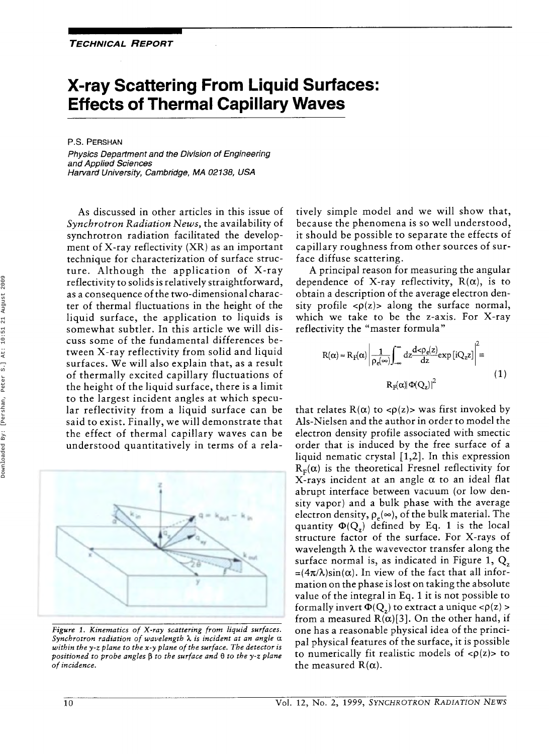*TECHNICAL REPORT*

# X-ray Scattering From Liquid Surfaces: Effects of Thermal Capillary Waves

P.S. PERSHAN

*Physics Department and the Division of Engineering and Applied Sciences*
*Harvard University, Cambridge, MA 02138, USA*

As discussed in other articles in this issue of *Synchrotron Radiation News*, the availability of synchrotron radiation facilitated the development of X-ray reflectivity (XR) as an important technique for characterization of surface structure. Although the application of X-ray reflectivity to solids is relatively straightforward, as a consequence of the two-dimensional character of thermal fluctuations in the height of the liquid surface, the application to liquids is somewhat subtler. In this article we will discuss some of the fundamental differences between X-ray reflectivity from solid and liquid surfaces. We will also explain that, as a result of thermally excited capillary fluctuations of the height of the liquid surface, there is a limit to the largest incident angles at which specular reflectivity from a liquid surface can be said to exist. Finally, we will demonstrate that the effect of thermal capillary waves can be understood quantitatively in terms of a relatively simple model and we will show that, because the phenomena is so well understood, it should be possible to separate the effects of capillary roughness from other sources of surface diffuse scattering.

*Figure 1. Kinematics of X-ray scattering from liquid surfaces. Synchrotron radiation of wavelength λ is incident at an angle α within the y-z plane to the x-y plane of the surface. The detector is positioned to probe angles β to the surface and θ to the y-z plane of incidence.*

A principal reason for measuring the angular dependence of X-ray reflectivity, $R(\alpha)$, is to obtain a description of the average electron density profile $<\rho(z)>$ along the surface normal, which we take to be the z-axis. For X-ray reflectivity the "master formula"

$$R(\alpha) \approx R_F(\alpha)\left|\frac{1}{\rho_e(\infty)}\int_{-\infty}^{\infty} dz \frac{d<\rho_e(z)>}{dz}\exp[iQ_z z]\right|^2 \equiv R_F(\alpha)|\Phi(Q_z)|^2 \tag{1}$$

that relates $R(\alpha)$ to $<\rho(z)>$ was first invoked by Als-Nielsen and the author in order to model the electron density profile associated with smectic order that is induced by the free surface of a liquid nematic crystal [1,2]. In this expression $R_F(\alpha)$ is the theoretical Fresnel reflectivity for X-rays incident at an angle $\alpha$ to an ideal flat abrupt interface between vacuum (or low density vapor) and a bulk phase with the average electron density, $\rho_e(\infty)$, of the bulk material. The quantity $\Phi(Q_z)$ defined by Eq. 1 is the local structure factor of the surface. For X-rays of wavelength $\lambda$ the wavevector transfer along the surface normal is, as indicated in Figure 1, $Q_z = (4\pi/\lambda)\sin(\alpha)$. In view of the fact that all information on the phase is lost on taking the absolute value of the integral in Eq. 1 it is not possible to formally invert $\Phi(Q_z)$ to extract a unique $<\rho(z)>$ from a measured $R(\alpha)$[3]. On the other hand, if one has a reasonable physical idea of the principal physical features of the surface, it is possible to numerically fit realistic models of $<\rho(z)>$ to the measured $R(\alpha)$.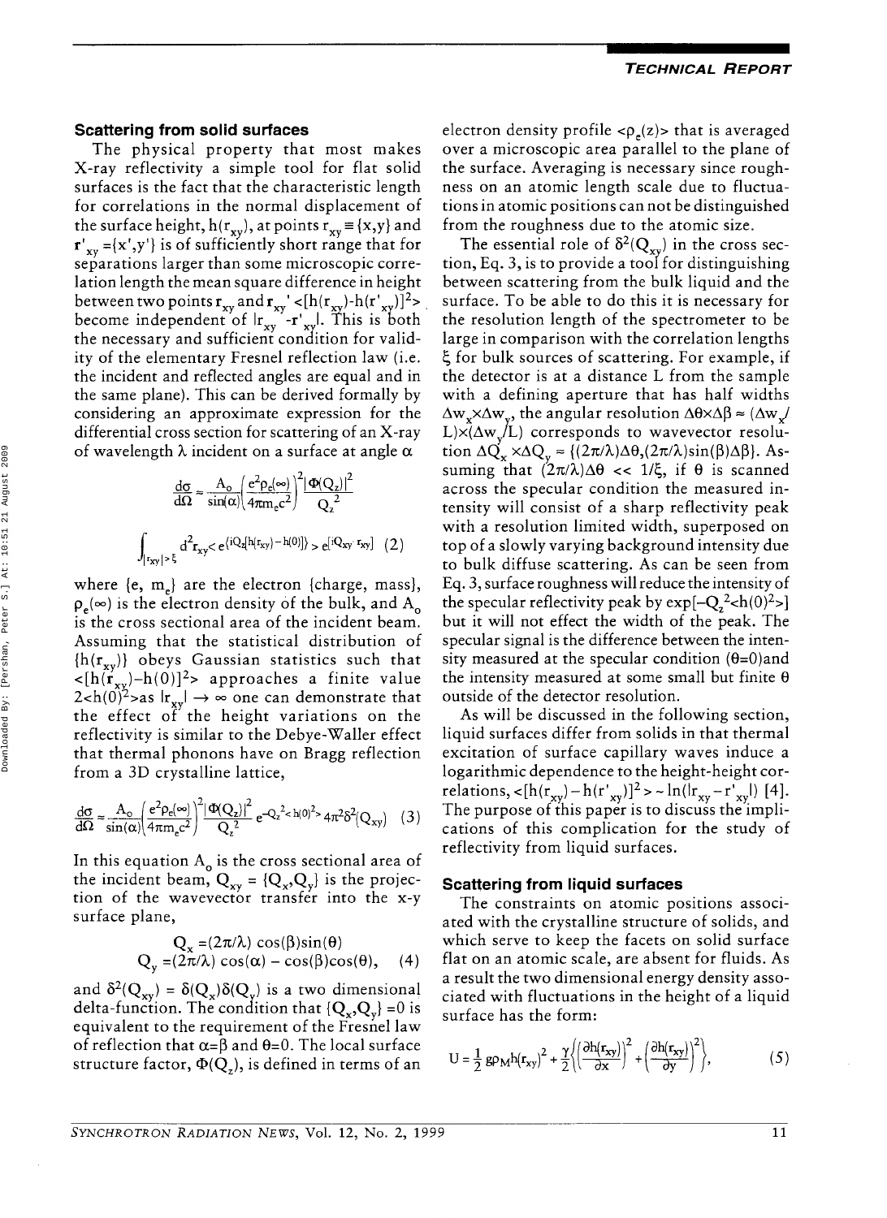### Scattering from solid surfaces

The physical property that most makes X-ray reflectivity a simple tool for flat solid surfaces is the fact that the characteristic length for correlations in the normal displacement of the surface height, $h(r_{xy})$, at points $r_{xy} \equiv \{x,y\}$ and $\mathbf{r}'_{xy} = \{x',y'\}$ is of sufficiently short range that for separations larger than some microscopic correlation length the mean square difference in height between two points $\mathbf{r}_{xy}$ and $\mathbf{r}_{xy}'$ $<[h(r_{xy})-h(r'_{xy})]^2>$ become independent of $|r_{xy} - r'_{xy}|$. This is both the necessary and sufficient condition for validity of the elementary Fresnel reflection law (i.e. the incident and reflected angles are equal and in the same plane). This can be derived formally by considering an approximate expression for the differential cross section for scattering of an X-ray of wavelength $\lambda$ incident on a surface at angle $\alpha$

$$\frac{d\sigma}{d\Omega} \approx \frac{A_o}{\sin(\alpha)}\left(\frac{e^2\rho_e(\infty)}{4\pi m_e c^2}\right)^2 \frac{|\Phi(Q_z)|^2}{Q_z^2} \int_{|r_{xy}|>\xi} d^2 r_{xy} < e^{\{iQ_z[h(r_{xy})-h(0)]\}} > e^{[iQ_{xy}\cdot r_{xy}]} \quad (2)$$

where $\{e, m_e\}$ are the electron $\{$charge, mass$\}$, $\rho_e(\infty)$ is the electron density of the bulk, and $A_o$ is the cross sectional area of the incident beam. Assuming that the statistical distribution of $\{h(r_{xy})\}$ obeys Gaussian statistics such that $<[h(r_{xy})-h(0)]^2>$ approaches a finite value $2<h(0)^2>$ as $|r_{xy}| \rightarrow \infty$ one can demonstrate that the effect of the height variations on the reflectivity is similar to the Debye-Waller effect that thermal phonons have on Bragg reflection from a 3D crystalline lattice,

$$\frac{d\sigma}{d\Omega} \approx \frac{A_o}{\sin(\alpha)}\left(\frac{e^2\rho_e(\infty)}{4\pi m_e c^2}\right)^2 \frac{|\Phi(Q_z)|^2}{Q_z^2} e^{-Q_z^2<h(0)^2>} 4\pi^2\delta^2(Q_{xy}) \quad (3)$$

In this equation $A_o$ is the cross sectional area of the incident beam, $Q_{xy} = \{Q_x, Q_y\}$ is the projection of the wavevector transfer into the x-y surface plane,

$$Q_x = (2\pi/\lambda)\cos(\beta)\sin(\theta)$$
$$Q_y = (2\pi/\lambda)\cos(\alpha) - \cos(\beta)\cos(\theta), \quad (4)$$

and $\delta^2(Q_{xy}) = \delta(Q_x)\delta(Q_y)$ is a two dimensional delta-function. The condition that $\{Q_x, Q_y\} = 0$ is equivalent to the requirement of the Fresnel law of reflection that $\alpha=\beta$ and $\theta=0$. The local surface structure factor, $\Phi(Q_z)$, is defined in terms of an electron density profile $<\rho_e(z)>$ that is averaged over a microscopic area parallel to the plane of the surface. Averaging is necessary since roughness on an atomic length scale due to fluctuations in atomic positions can not be distinguished from the roughness due to the atomic size.

The essential role of $\delta^2(Q_{xy})$ in the cross section, Eq. 3, is to provide a tool for distinguishing between scattering from the bulk liquid and the surface. To be able to do this it is necessary for the resolution length of the spectrometer to be large in comparison with the correlation lengths $\xi$ for bulk sources of scattering. For example, if the detector is at a distance L from the sample with a defining aperture that has half widths $\Delta w_x \times \Delta w_y$, the angular resolution $\Delta\theta \times \Delta\beta \approx (\Delta w_x/L) \times (\Delta w_y/L)$ corresponds to wavevector resolution $\Delta Q_x \times \Delta Q_y \approx \{(2\pi/\lambda)\Delta\theta, (2\pi/\lambda)\sin(\beta)\Delta\beta\}$. Assuming that $(2\pi/\lambda)\Delta\theta << 1/\xi$, if $\theta$ is scanned across the specular condition the measured intensity will consist of a sharp reflectivity peak with a resolution limited width, superposed on top of a slowly varying background intensity due to bulk diffuse scattering. As can be seen from Eq. 3, surface roughness will reduce the intensity of the specular reflectivity peak by $\exp[-Q_z^2<h(0)^2>]$ but it will not effect the width of the peak. The specular signal is the difference between the intensity measured at the specular condition ($\theta$=0) and the intensity measured at some small but finite $\theta$ outside of the detector resolution.

As will be discussed in the following section, liquid surfaces differ from solids in that thermal excitation of surface capillary waves induce a logarithmic dependence to the height-height correlations, $<[h(r_{xy}) - h(r'_{xy})]^2> \sim \ln(|r_{xy} - r'_{xy}|)$ [4]. The purpose of this paper is to discuss the implications of this complication for the study of reflectivity from liquid surfaces.

### Scattering from liquid surfaces

The constraints on atomic positions associated with the crystalline structure of solids, and which serve to keep the facets on solid surface flat on an atomic scale, are absent for fluids. As a result the two dimensional energy density associated with fluctuations in the height of a liquid surface has the form:

$$U = \frac{1}{2} g\rho_M h(r_{xy})^2 + \frac{\gamma}{2}\left\{\left(\frac{\partial h(r_{xy})}{\partial x}\right)^2 + \left(\frac{\partial h(r_{xy})}{\partial y}\right)^2\right\}, \quad (5)$$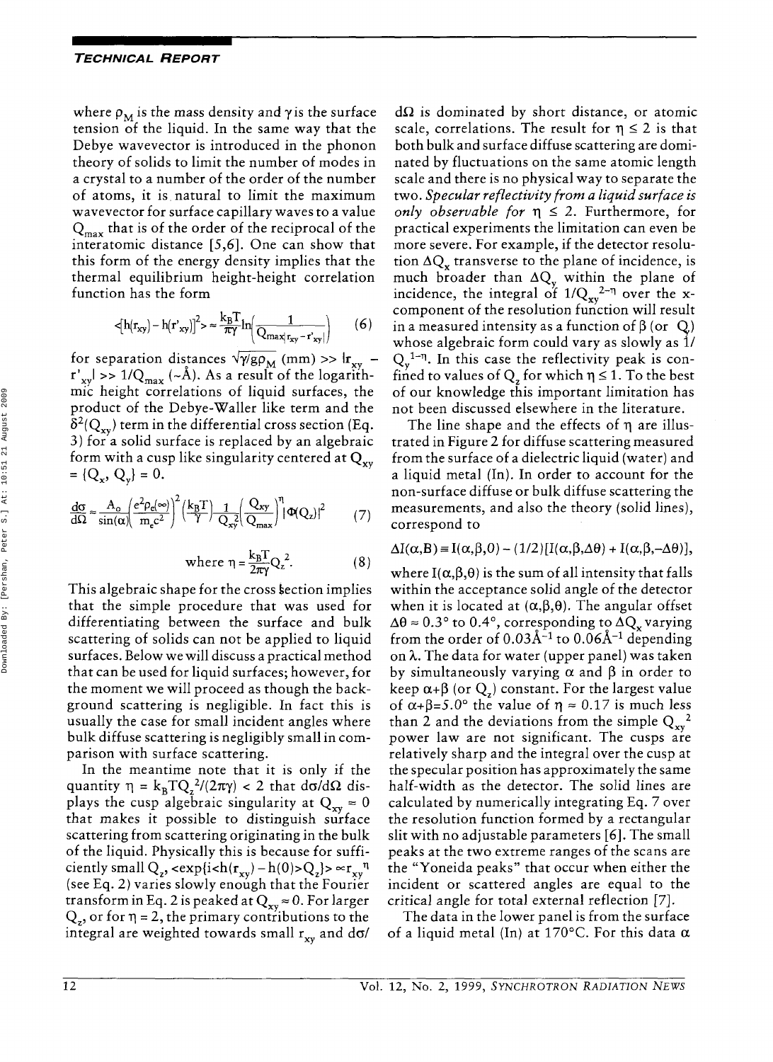where $\rho_M$ is the mass density and $\gamma$ is the surface tension of the liquid. In the same way that the Debye wavevector is introduced in the phonon theory of solids to limit the number of modes in a crystal to a number of the order of the number of atoms, it is natural to limit the maximum wavevector for surface capillary waves to a value $Q_{max}$ that is of the order of the reciprocal of the interatomic distance [5,6]. One can show that this form of the energy density implies that the thermal equilibrium height-height correlation function has the form

$$\langle [h(r_{xy}) - h(r'_{xy})]^2 \rangle \approx \frac{k_B T}{\pi \gamma} \ln\left(\frac{1}{Q_{max}|r_{xy} - r'_{xy}|}\right) \quad (6)$$

for separation distances $\sqrt{\gamma/g\rho_M}$ (mm) >> $|r_{xy} - r'_{xy}|$ >> $1/Q_{max}$ (~Å). As a result of the logarithmic height correlations of liquid surfaces, the product of the Debye-Waller like term and the $\delta^2(Q_{xy})$ term in the differential cross section (Eq. 3) for a solid surface is replaced by an algebraic form with a cusp like singularity centered at $Q_{xy} = \{Q_x, Q_y\} = 0$.

$$\frac{d\sigma}{d\Omega} \approx \frac{A_o}{\sin(\alpha)} \left(\frac{e^2 \rho_e(\infty)}{m_e c^2}\right)^2 \left(\frac{k_B T}{\gamma}\right) \frac{1}{Q_{xy}^2} \left(\frac{Q_{xy}}{Q_{max}}\right)^{\eta} |\Phi(Q_z)|^2 \quad (7)$$

$$\text{where } \eta = \frac{k_B T}{2\pi\gamma} Q_z^2. \quad (8)$$

This algebraic shape for the cross section implies that the simple procedure that was used for differentiating between the surface and bulk scattering of solids can not be applied to liquid surfaces. Below we will discuss a practical method that can be used for liquid surfaces; however, for the moment we will proceed as though the background scattering is negligible. In fact this is usually the case for small incident angles where bulk diffuse scattering is negligibly small in comparison with surface scattering.

In the meantime note that it is only if the quantity $\eta = k_B T Q_z^2/(2\pi\gamma) < 2$ that $d\sigma/d\Omega$ displays the cusp algebraic singularity at $Q_{xy} \approx 0$ that makes it possible to distinguish surface scattering from scattering originating in the bulk of the liquid. Physically this is because for sufficiently small $Q_z$, $\langle \exp\{i\langle h(r_{xy}) - h(0) \rangle Q_z\} \rangle \propto r_{xy}^{\ \eta}$ (see Eq. 2) varies slowly enough that the Fourier transform in Eq. 2 is peaked at $Q_{xy} \approx 0$. For larger $Q_z$, or for $\eta = 2$, the primary contributions to the integral are weighted towards small $r_{xy}$ and $d\sigma/d\Omega$ is dominated by short distance, or atomic scale, correlations. The result for $\eta \leq 2$ is that both bulk and surface diffuse scattering are dominated by fluctuations on the same atomic length scale and there is no physical way to separate the two. *Specular reflectivity from a liquid surface is only observable for $\eta \leq 2$.* Furthermore, for practical experiments the limitation can even be more severe. For example, if the detector resolution $\Delta Q_x$ transverse to the plane of incidence, is much broader than $\Delta Q_y$ within the plane of incidence, the integral of $1/Q_{xy}^{2-\eta}$ over the x-component of the resolution function will result in a measured intensity as a function of $\beta$ (or $Q_y$) whose algebraic form could vary as slowly as $1/Q_y^{1-\eta}$. In this case the reflectivity peak is confined to values of $Q_z$ for which $\eta \leq 1$. To the best of our knowledge this important limitation has not been discussed elsewhere in the literature.

The line shape and the effects of $\eta$ are illustrated in Figure 2 for diffuse scattering measured from the surface of a dielectric liquid (water) and a liquid metal (In). In order to account for the non-surface diffuse or bulk diffuse scattering the measurements, and also the theory (solid lines), correspond to

$$\Delta I(\alpha, B) \equiv I(\alpha, \beta, 0) - (1/2)[I(\alpha, \beta, \Delta\theta) + I(\alpha, \beta, -\Delta\theta)],$$

where $I(\alpha, \beta, \theta)$ is the sum of all intensity that falls within the acceptance solid angle of the detector when it is located at $(\alpha, \beta, \theta)$. The angular offset $\Delta\theta \approx 0.3°$ to $0.4°$, corresponding to $\Delta Q_x$ varying from the order of $0.03\text{Å}^{-1}$ to $0.06\text{Å}^{-1}$ depending on $\lambda$. The data for water (upper panel) was taken by simultaneously varying $\alpha$ and $\beta$ in order to keep $\alpha+\beta$ (or $Q_z$) constant. For the largest value of $\alpha+\beta=5.0°$ the value of $\eta \approx 0.17$ is much less than 2 and the deviations from the simple $Q_{xy}^{\ 2}$ power law are not significant. The cusps are relatively sharp and the integral over the cusp at the specular position has approximately the same half-width as the detector. The solid lines are calculated by numerically integrating Eq. 7 over the resolution function formed by a rectangular slit with no adjustable parameters [6]. The small peaks at the two extreme ranges of the scans are the "Yoneida peaks" that occur when either the incident or scattered angles are equal to the critical angle for total external reflection [7].

The data in the lower panel is from the surface of a liquid metal (In) at 170°C. For this data $\alpha$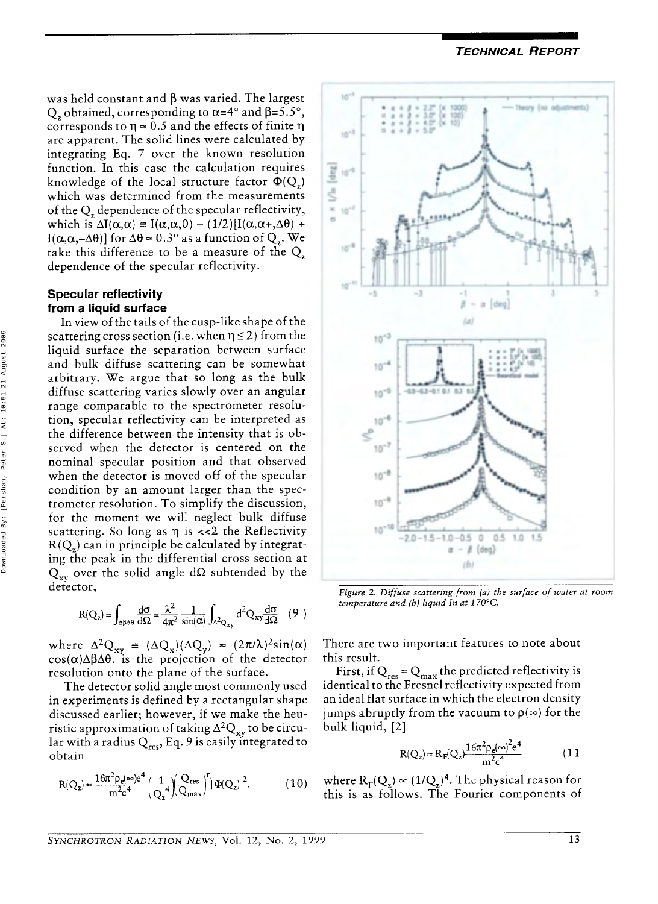was held constant and $\beta$ was varied. The largest $Q_z$ obtained, corresponding to $\alpha$=4° and $\beta$=5.5°, corresponds to $\eta \approx 0.5$ and the effects of finite $\eta$ are apparent. The solid lines were calculated by integrating Eq. 7 over the known resolution function. In this case the calculation requires knowledge of the local structure factor $\Phi(Q_z)$ which was determined from the measurements of the $Q_z$ dependence of the specular reflectivity, which is $\Delta I(\alpha,\alpha) \equiv I(\alpha,\alpha,0) - (1/2)[I(\alpha,\alpha+,\Delta\theta) + I(\alpha,\alpha,-\Delta\theta)]$ for $\Delta\theta \approx 0.3°$ as a function of $Q_z$. We take this difference to be a measure of the $Q_z$ dependence of the specular reflectivity.

### Specular reflectivity from a liquid surface

In view of the tails of the cusp-like shape of the scattering cross section (i.e. when $\eta \leq 2$) from the liquid surface the separation between surface and bulk diffuse scattering can be somewhat arbitrary. We argue that so long as the bulk diffuse scattering varies slowly over an angular range comparable to the spectrometer resolution, specular reflectivity can be interpreted as the difference between the intensity that is observed when the detector is centered on the nominal specular position and that observed when the detector is moved off of the specular condition by an amount larger than the spectrometer resolution. To simplify the discussion, for the moment we will neglect bulk diffuse scattering. So long as $\eta$ is <<2 the Reflectivity $R(Q_z)$ can in principle be calculated by integrating the peak in the differential cross section at $Q_{xy}$ over the solid angle $d\Omega$ subtended by the detector,

$$R(Q_z) = \int_{\Delta\beta\Delta\theta} \frac{d\sigma}{d\Omega} = \frac{\lambda^2}{4\pi^2} \frac{1}{\sin(\alpha)} \int_{\Delta^2 Q_{xy}} d^2Q_{xy} \frac{d\sigma}{d\Omega} \quad (9)$$

where $\Delta^2 Q_{xy} \equiv (\Delta Q_x)(\Delta Q_y) \approx (2\pi/\lambda)^2 \sin(\alpha)\cos(\alpha)\Delta\beta\Delta\theta$. is the projection of the detector resolution onto the plane of the surface.

The detector solid angle most commonly used in experiments is defined by a rectangular shape discussed earlier; however, if we make the heuristic approximation of taking $\Delta^2 Q_{xy}$ to be circular with a radius $Q_{res}$, Eq. 9 is easily integrated to obtain

$$R(Q_z) \approx \frac{16\pi^2 \rho_e(\infty) e^4}{m^2 c^4} \left(\frac{1}{Q_z^4}\right)\left(\frac{Q_{res}}{Q_{max}}\right)^{\eta} |\Phi(Q_z)|^2. \quad (10)$$

Figure 2. Diffuse scattering from (a) the surface of water at room temperature and (b) liquid In at 170°C.

There are two important features to note about this result.

First, if $Q_{res} \approx Q_{max}$ the predicted reflectivity is identical to the Fresnel reflectivity expected from an ideal flat surface in which the electron density jumps abruptly from the vacuum to $\rho(\infty)$ for the bulk liquid, [2]

$$R(Q_z) \approx R_F(Q_z) \frac{16\pi^2 \rho_e(\infty)^2 e^4}{m^2 c^4} \quad (11)$$

where $R_F(Q_z) \propto (1/Q_z)^4$. The physical reason for this is as follows. The Fourier components of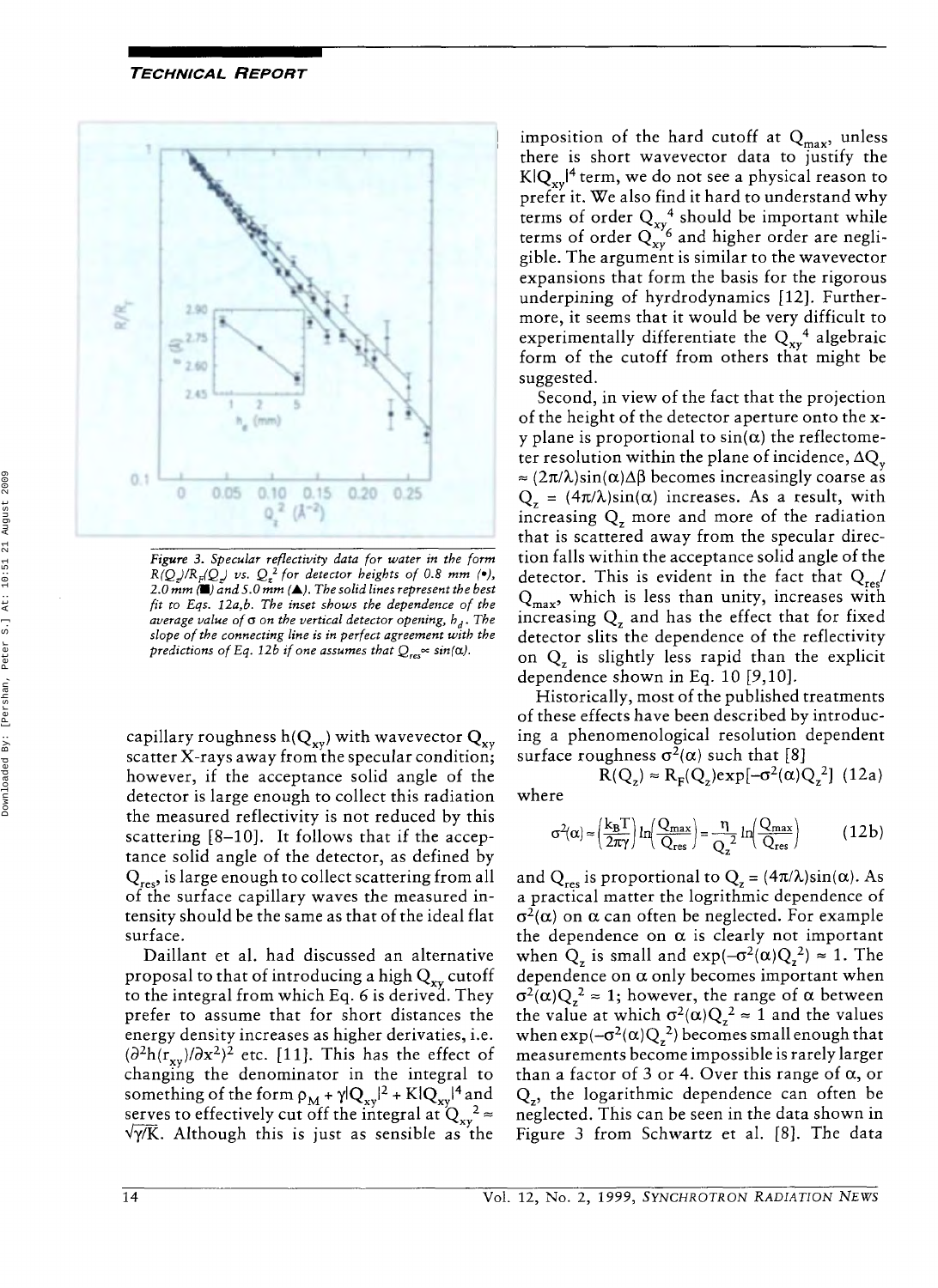Figure 3. Specular reflectivity data for water in the form $R(Q_z)/R_F(Q_z)$ vs. $Q_z^2$ for detector heights of 0.8 mm (•), 2.0 mm (■) and 5.0 mm (▲). The solid lines represent the best fit to Eqs. 12a,b. The inset shows the dependence of the average value of σ on the vertical detector opening, $h_d$. The slope of the connecting line is in perfect agreement with the predictions of Eq. 12b if one assumes that $Q_{res} \propto \sin(\alpha)$.

capillary roughness $h(Q_{xy})$ with wavevector $Q_{xy}$ scatter X-rays away from the specular condition; however, if the acceptance solid angle of the detector is large enough to collect this radiation the measured reflectivity is not reduced by this scattering [8–10]. It follows that if the acceptance solid angle of the detector, as defined by $Q_{res}$, is large enough to collect scattering from all of the surface capillary waves the measured intensity should be the same as that of the ideal flat surface.

Daillant et al. had discussed an alternative proposal to that of introducing a high $Q_{xy}$ cutoff to the integral from which Eq. 6 is derived. They prefer to assume that for short distances the energy density increases as higher derivaties, i.e. $(\partial^2 h(r_{xy})/\partial x^2)^2$ etc. [11]. This has the effect of changing the denominator in the integral to something of the form $\rho_M + \gamma|Q_{xy}|^2 + K|Q_{xy}|^4$ and serves to effectively cut off the integral at $Q_{xy}^2 \approx \sqrt{\gamma/K}$. Although this is just as sensible as the imposition of the hard cutoff at $Q_{max}$, unless there is short wavevector data to justify the $K|Q_{xy}|^4$ term, we do not see a physical reason to prefer it. We also find it hard to understand why terms of order $Q_{xy}^4$ should be important while terms of order $Q_{xy}^6$ and higher order are negligible. The argument is similar to the wavevector expansions that form the basis for the rigorous underpining of hyrdrodynamics [12]. Furthermore, it seems that it would be very difficult to experimentally differentiate the $Q_{xy}^4$ algebraic form of the cutoff from others that might be suggested.

Second, in view of the fact that the projection of the height of the detector aperture onto the x-y plane is proportional to $\sin(\alpha)$ the reflectometer resolution within the plane of incidence, $\Delta Q_y \approx (2\pi/\lambda)\sin(\alpha)\Delta\beta$ becomes increasingly coarse as $Q_z = (4\pi/\lambda)\sin(\alpha)$ increases. As a result, with increasing $Q_z$ more and more of the radiation that is scattered away from the specular direction falls within the acceptance solid angle of the detector. This is evident in the fact that $Q_{res}/Q_{max}$, which is less than unity, increases with increasing $Q_z$ and has the effect that for fixed detector slits the dependence of the reflectivity on $Q_z$ is slightly less rapid than the explicit dependence shown in Eq. 10 [9,10].

Historically, most of the published treatments of these effects have been described by introducing a phenomenological resolution dependent surface roughness $\sigma^2(\alpha)$ such that [8]

$$R(Q_z) \approx R_F(Q_z)\exp[-\sigma^2(\alpha)Q_z^2] \quad (12a)$$

where

$$\sigma^2(\alpha) \approx \left(\frac{k_B T}{2\pi\gamma}\right)\ln\left(\frac{Q_{max}}{Q_{res}}\right) = \frac{\eta}{Q_z^2}\ln\left(\frac{Q_{max}}{Q_{res}}\right) \quad (12b)$$

and $Q_{res}$ is proportional to $Q_z = (4\pi/\lambda)\sin(\alpha)$. As a practical matter the logrithmic dependence of $\sigma^2(\alpha)$ on α can often be neglected. For example the dependence on α is clearly not important when $Q_z$ is small and $\exp(-\sigma^2(\alpha)Q_z^2) \approx 1$. The dependence on α only becomes important when $\sigma^2(\alpha)Q_z^2 \approx 1$; however, the range of α between the value at which $\sigma^2(\alpha)Q_z^2 \approx 1$ and the values when $\exp(-\sigma^2(\alpha)Q_z^2)$ becomes small enough that measurements become impossible is rarely larger than a factor of 3 or 4. Over this range of α, or $Q_z$, the logarithmic dependence can often be neglected. This can be seen in the data shown in Figure 3 from Schwartz et al. [8]. The data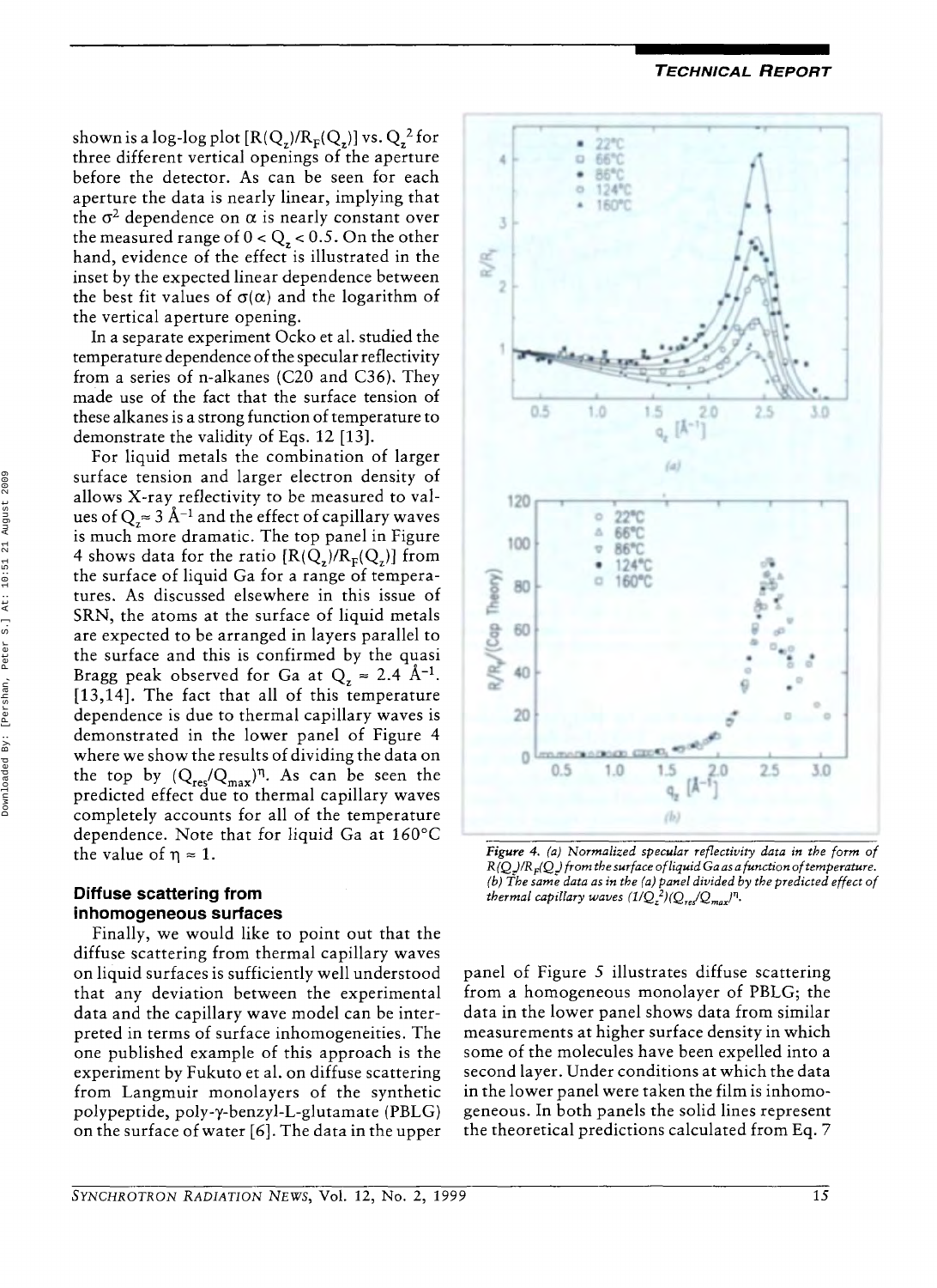shown is a log-log plot $[R(Q_z)/R_F(Q_z)]$ vs. $Q_z^2$ for three different vertical openings of the aperture before the detector. As can be seen for each aperture the data is nearly linear, implying that the $\sigma^2$ dependence on $\alpha$ is nearly constant over the measured range of $0 < Q_z < 0.5$. On the other hand, evidence of the effect is illustrated in the inset by the expected linear dependence between the best fit values of $\sigma(\alpha)$ and the logarithm of the vertical aperture opening.

In a separate experiment Ocko et al. studied the temperature dependence of the specular reflectivity from a series of n-alkanes (C20 and C36). They made use of the fact that the surface tension of these alkanes is a strong function of temperature to demonstrate the validity of Eqs. 12 [13].

For liquid metals the combination of larger surface tension and larger electron density of allows X-ray reflectivity to be measured to values of $Q_z \approx 3$ Å$^{-1}$ and the effect of capillary waves is much more dramatic. The top panel in Figure 4 shows data for the ratio $[R(Q_z)/R_F(Q_z)]$ from the surface of liquid Ga for a range of temperatures. As discussed elsewhere in this issue of SRN, the atoms at the surface of liquid metals are expected to be arranged in layers parallel to the surface and this is confirmed by the quasi Bragg peak observed for Ga at $Q_z \approx 2.4$ Å$^{-1}$. [13,14]. The fact that all of this temperature dependence is due to thermal capillary waves is demonstrated in the lower panel of Figure 4 where we show the results of dividing the data on the top by $(Q_{res}/Q_{max})^{\eta}$. As can be seen the predicted effect due to thermal capillary waves completely accounts for all of the temperature dependence. Note that for liquid Ga at 160°C the value of $\eta \approx 1$.

*Figure 4. (a) Normalized specular reflectivity data in the form of $R(Q_z)/R_F(Q_z)$ from the surface of liquid Ga as a function of temperature. (b) The same data as in the (a) panel divided by the predicted effect of thermal capillary waves $(1/Q_z^2)(Q_{res}/Q_{max})^{\eta}$.*

## Diffuse scattering from inhomogeneous surfaces

Finally, we would like to point out that the diffuse scattering from thermal capillary waves on liquid surfaces is sufficiently well understood that any deviation between the experimental data and the capillary wave model can be interpreted in terms of surface inhomogeneities. The one published example of this approach is the experiment by Fukuto et al. on diffuse scattering from Langmuir monolayers of the synthetic polypeptide, poly-γ-benzyl-L-glutamate (PBLG) on the surface of water [6]. The data in the upper panel of Figure 5 illustrates diffuse scattering from a homogeneous monolayer of PBLG; the data in the lower panel shows data from similar measurements at higher surface density in which some of the molecules have been expelled into a second layer. Under conditions at which the data in the lower panel were taken the film is inhomogeneous. In both panels the solid lines represent the theoretical predictions calculated from Eq. 7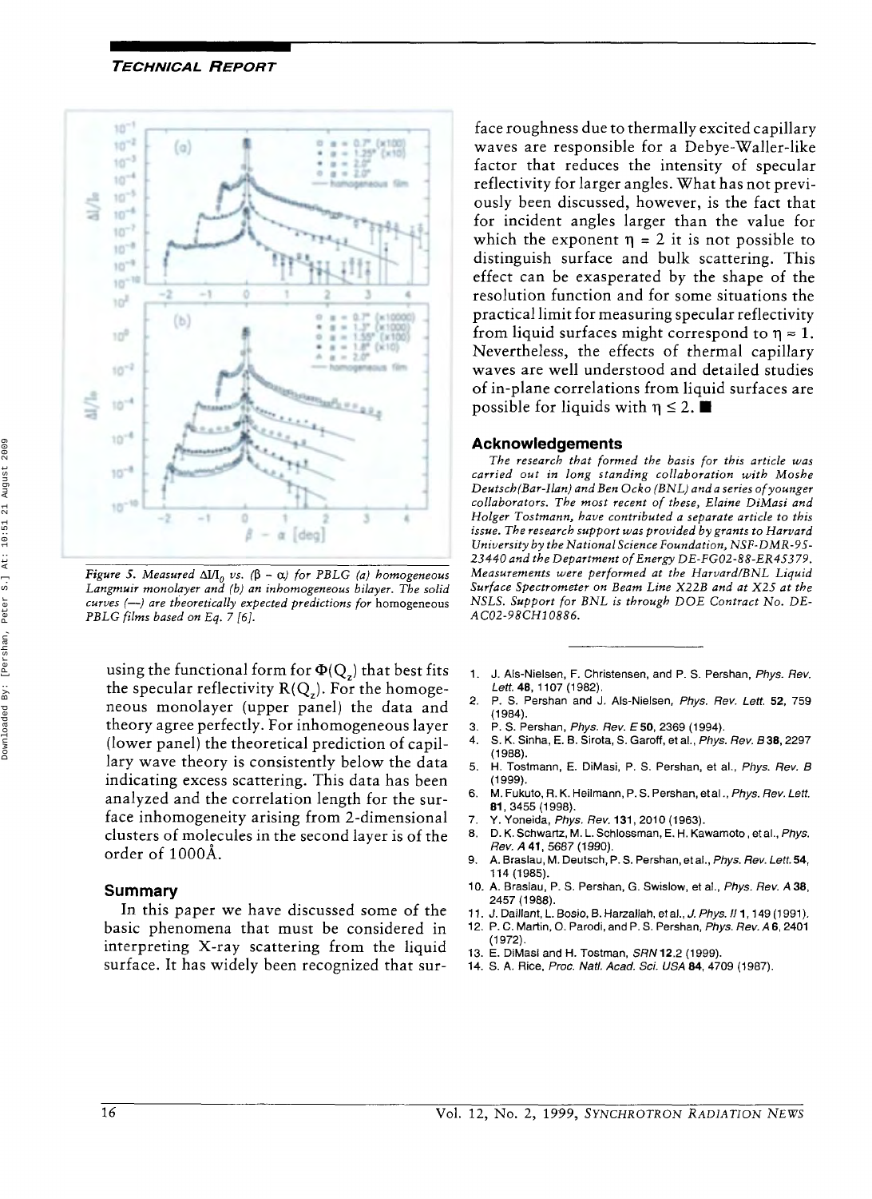10⁻¹
10⁻²
10⁻³
10⁻⁴
10⁻⁵
10⁻⁶
10⁻⁷
10⁻⁸
10⁻⁹
10⁻¹⁰
(a)
α = 0.7° (x100)
α = 1.25° (x10)
α = 2.0°
α = 2.0°
— homogeneous film
ΔI/I₀
-2 -1 0 1 2 3 4

10²
10⁰
10⁻²
10⁻⁴
10⁻⁶
10⁻⁸
10⁻¹⁰
(b)
α = 0.7° (x10000)
α = 1.3° (x1000)
α = 1.55° (x100)
α = 1.8° (x10)
α = 2.0°
— homogeneous film
ΔI/I₀
-2 -1 0 1 2 3 4
β − α [deg]

*Figure 5. Measured $\Delta I/I_0$ vs. $(\beta - \alpha)$ for PBLG (a) homogeneous Langmuir monolayer and (b) an inhomogeneous bilayer. The solid curves (—) are theoretically expected predictions for* homogeneous *PBLG films based on Eq. 7 [6].*

using the functional form for $\Phi(Q_z)$ that best fits the specular reflectivity $R(Q_z)$. For the homogeneous monolayer (upper panel) the data and theory agree perfectly. For inhomogeneous layer (lower panel) the theoretical prediction of capillary wave theory is consistently below the data indicating excess scattering. This data has been analyzed and the correlation length for the surface inhomogeneity arising from 2-dimensional clusters of molecules in the second layer is of the order of 1000Å.

## Summary

In this paper we have discussed some of the basic phenomena that must be considered in interpreting X-ray scattering from the liquid surface. It has widely been recognized that surface roughness due to thermally excited capillary waves are responsible for a Debye-Waller-like factor that reduces the intensity of specular reflectivity for larger angles. What has not previously been discussed, however, is the fact that for incident angles larger than the value for which the exponent $\eta = 2$ it is not possible to distinguish surface and bulk scattering. This effect can be exasperated by the shape of the resolution function and for some situations the practical limit for measuring specular reflectivity from liquid surfaces might correspond to $\eta \approx 1$. Nevertheless, the effects of thermal capillary waves are well understood and detailed studies of in-plane correlations from liquid surfaces are possible for liquids with $\eta \leq 2$. ■

### Acknowledgements

*The research that formed the basis for this article was carried out in long standing collaboration with Moshe Deutsch(Bar-Ilan) and Ben Ocko (BNL) and a series of younger collaborators. The most recent of these, Elaine DiMasi and Holger Tostmann, have contributed a separate article to this issue. The research support was provided by grants to Harvard University by the National Science Foundation, NSF-DMR-95-23440 and the Department of Energy DE-FG02-88-ER45379. Measurements were performed at the Harvard/BNL Liquid Surface Spectrometer on Beam Line X22B and at X25 at the NSLS. Support for BNL is through DOE Contract No. DE-AC02-98CH10886.*

---

1. J. Als-Nielsen, F. Christensen, and P. S. Pershan, *Phys. Rev. Lett.* **48**, 1107 (1982).
2. P. S. Pershan and J. Als-Nielsen, *Phys. Rev. Lett.* **52**, 759 (1984).
3. P. S. Pershan, *Phys. Rev. E* **50**, 2369 (1994).
4. S. K. Sinha, E. B. Sirota, S. Garoff, et al., *Phys. Rev. B* **38**, 2297 (1988).
5. H. Tostmann, E. DiMasi, P. S. Pershan, et al., *Phys. Rev. B* (1999).
6. M. Fukuto, R. K. Heilmann, P. S. Pershan, et al., *Phys. Rev. Lett.* **81**, 3455 (1998).
7. Y. Yoneida, *Phys. Rev.* **131**, 2010 (1963).
8. D. K. Schwartz, M. L. Schlossman, E. H. Kawamoto, et al., *Phys. Rev. A* **41**, 5687 (1990).
9. A. Braslau, M. Deutsch, P. S. Pershan, et al., *Phys. Rev. Lett.* **54**, 114 (1985).
10. A. Braslau, P. S. Pershan, G. Swislow, et al., *Phys. Rev. A* **38**, 2457 (1988).
11. J. Daillant, L. Bosio, B. Harzallah, et al., *J. Phys. II* **1**, 149 (1991).
12. P. C. Martin, O. Parodi, and P. S. Pershan, *Phys. Rev. A* **6**, 2401 (1972).
13. E. DiMasi and H. Tostman, *SRN* **12**,2 (1999).
14. S. A. Rice, *Proc. Natl. Acad. Sci. USA* **84**, 4709 (1987).